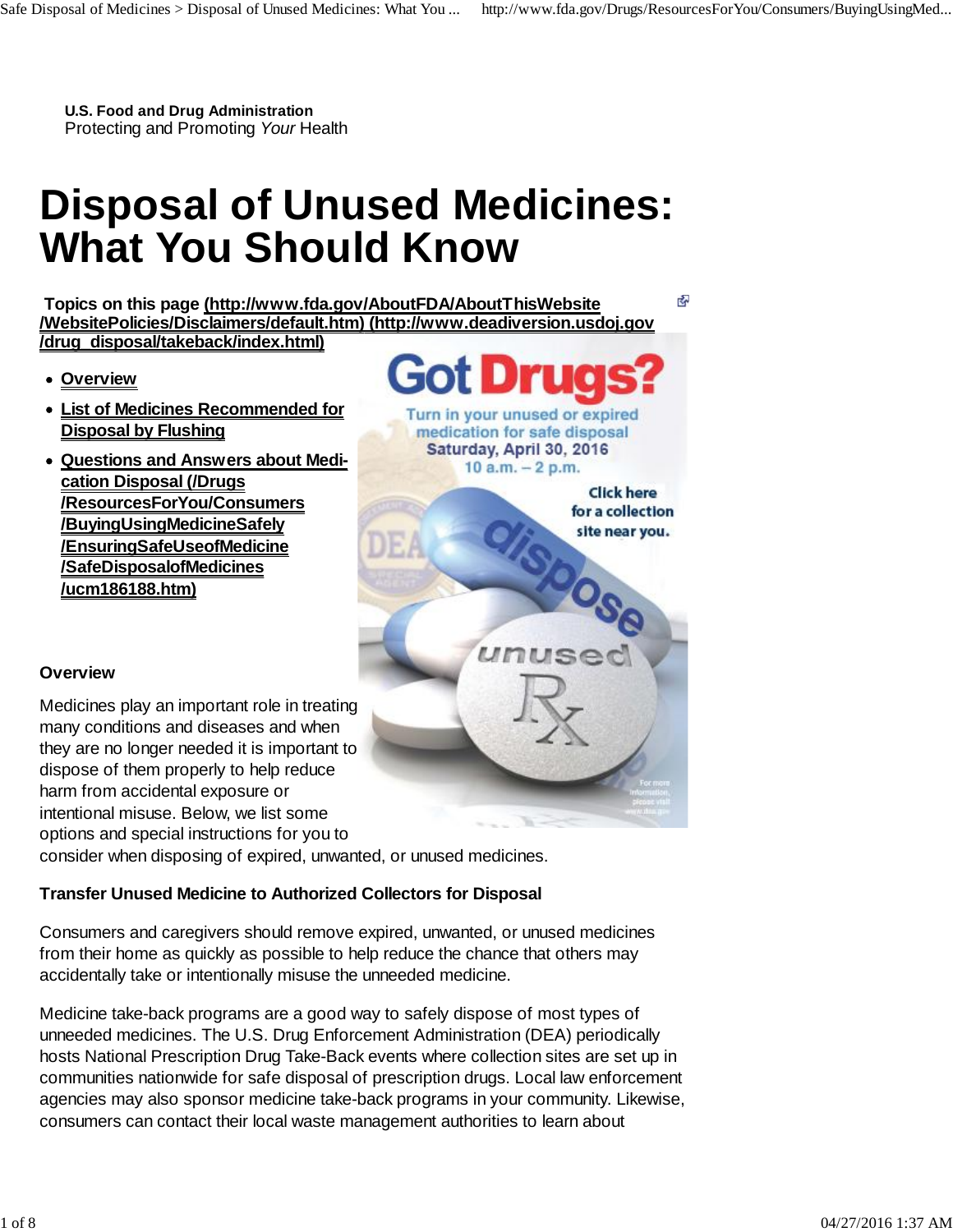**U.S. Food and Drug Administration**
Protecting and Promoting *Your* Health

# Disposal of Unused Medicines: What You Should Know

**Topics on this page (http://www.fda.gov/AboutFDA/AboutThisWebsite/WebsitePolicies/Disclaimers/default.htm) (http://www.deadiversion.usdoj.gov/drug_disposal/takeback/index.html)**

- **Overview**
- **List of Medicines Recommended for Disposal by Flushing**
- **Questions and Answers about Medication Disposal (/Drugs/ResourcesForYou/Consumers/BuyingUsingMedicineSafely/EnsuringSafeUseofMedicine/SafeDisposalofMedicines/ucm186188.htm)**

**Overview**

Medicines play an important role in treating many conditions and diseases and when they are no longer needed it is important to dispose of them properly to help reduce harm from accidental exposure or intentional misuse. Below, we list some options and special instructions for you to consider when disposing of expired, unwanted, or unused medicines.

**Transfer Unused Medicine to Authorized Collectors for Disposal**

Consumers and caregivers should remove expired, unwanted, or unused medicines from their home as quickly as possible to help reduce the chance that others may accidentally take or intentionally misuse the unneeded medicine.

Medicine take-back programs are a good way to safely dispose of most types of unneeded medicines. The U.S. Drug Enforcement Administration (DEA) periodically hosts National Prescription Drug Take-Back events where collection sites are set up in communities nationwide for safe disposal of prescription drugs. Local law enforcement agencies may also sponsor medicine take-back programs in your community. Likewise, consumers can contact their local waste management authorities to learn about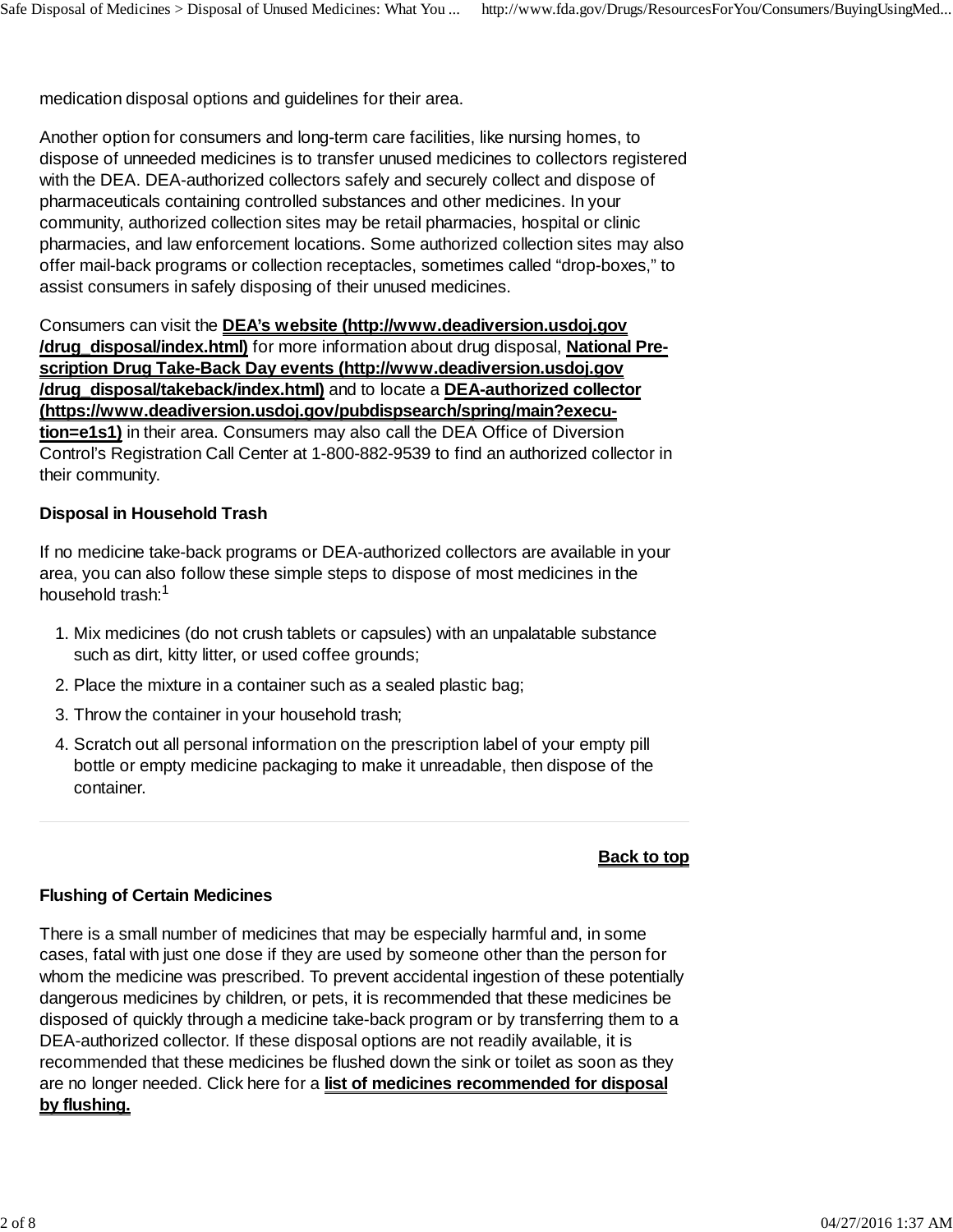medication disposal options and guidelines for their area.

Another option for consumers and long-term care facilities, like nursing homes, to dispose of unneeded medicines is to transfer unused medicines to collectors registered with the DEA. DEA-authorized collectors safely and securely collect and dispose of pharmaceuticals containing controlled substances and other medicines. In your community, authorized collection sites may be retail pharmacies, hospital or clinic pharmacies, and law enforcement locations. Some authorized collection sites may also offer mail-back programs or collection receptacles, sometimes called "drop-boxes," to assist consumers in safely disposing of their unused medicines.

Consumers can visit the **DEA's website (http://www.deadiversion.usdoj.gov/drug_disposal/index.html)** for more information about drug disposal, **National Prescription Drug Take-Back Day events (http://www.deadiversion.usdoj.gov/drug_disposal/takeback/index.html)** and to locate a **DEA-authorized collector (https://www.deadiversion.usdoj.gov/pubdispsearch/spring/main?execution=e1s1)** in their area. Consumers may also call the DEA Office of Diversion Control's Registration Call Center at 1-800-882-9539 to find an authorized collector in their community.

**Disposal in Household Trash**

If no medicine take-back programs or DEA-authorized collectors are available in your area, you can also follow these simple steps to dispose of most medicines in the household trash:[1]

1. Mix medicines (do not crush tablets or capsules) with an unpalatable substance such as dirt, kitty litter, or used coffee grounds;
2. Place the mixture in a container such as a sealed plastic bag;
3. Throw the container in your household trash;
4. Scratch out all personal information on the prescription label of your empty pill bottle or empty medicine packaging to make it unreadable, then dispose of the container.

---

**Back to top**

**Flushing of Certain Medicines**

There is a small number of medicines that may be especially harmful and, in some cases, fatal with just one dose if they are used by someone other than the person for whom the medicine was prescribed. To prevent accidental ingestion of these potentially dangerous medicines by children, or pets, it is recommended that these medicines be disposed of quickly through a medicine take-back program or by transferring them to a DEA-authorized collector. If these disposal options are not readily available, it is recommended that these medicines be flushed down the sink or toilet as soon as they are no longer needed. Click here for a **list of medicines recommended for disposal by flushing.**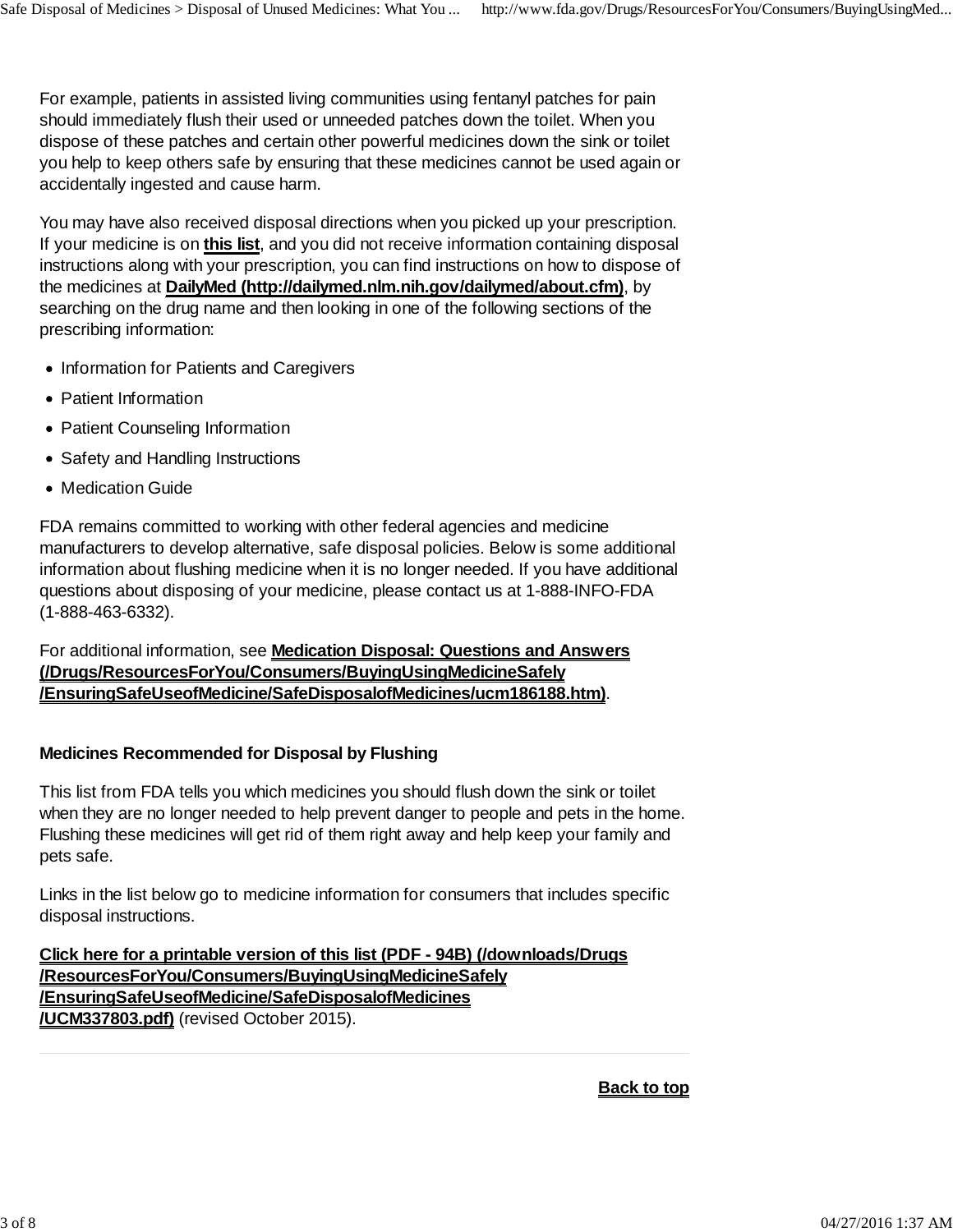For example, patients in assisted living communities using fentanyl patches for pain should immediately flush their used or unneeded patches down the toilet. When you dispose of these patches and certain other powerful medicines down the sink or toilet you help to keep others safe by ensuring that these medicines cannot be used again or accidentally ingested and cause harm.

You may have also received disposal directions when you picked up your prescription. If your medicine is on **this list**, and you did not receive information containing disposal instructions along with your prescription, you can find instructions on how to dispose of the medicines at **DailyMed (http://dailymed.nlm.nih.gov/dailymed/about.cfm)**, by searching on the drug name and then looking in one of the following sections of the prescribing information:

- Information for Patients and Caregivers
- Patient Information
- Patient Counseling Information
- Safety and Handling Instructions
- Medication Guide

FDA remains committed to working with other federal agencies and medicine manufacturers to develop alternative, safe disposal policies. Below is some additional information about flushing medicine when it is no longer needed. If you have additional questions about disposing of your medicine, please contact us at 1-888-INFO-FDA (1-888-463-6332).

For additional information, see **Medication Disposal: Questions and Answers (/Drugs/ResourcesForYou/Consumers/BuyingUsingMedicineSafely/EnsuringSafeUseofMedicine/SafeDisposalofMedicines/ucm186188.htm)**.

### Medicines Recommended for Disposal by Flushing

This list from FDA tells you which medicines you should flush down the sink or toilet when they are no longer needed to help prevent danger to people and pets in the home. Flushing these medicines will get rid of them right away and help keep your family and pets safe.

Links in the list below go to medicine information for consumers that includes specific disposal instructions.

**Click here for a printable version of this list (PDF - 94B) (/downloads/Drugs/ResourcesForYou/Consumers/BuyingUsingMedicineSafely/EnsuringSafeUseofMedicine/SafeDisposalofMedicines/UCM337803.pdf)** (revised October 2015).

**Back to top**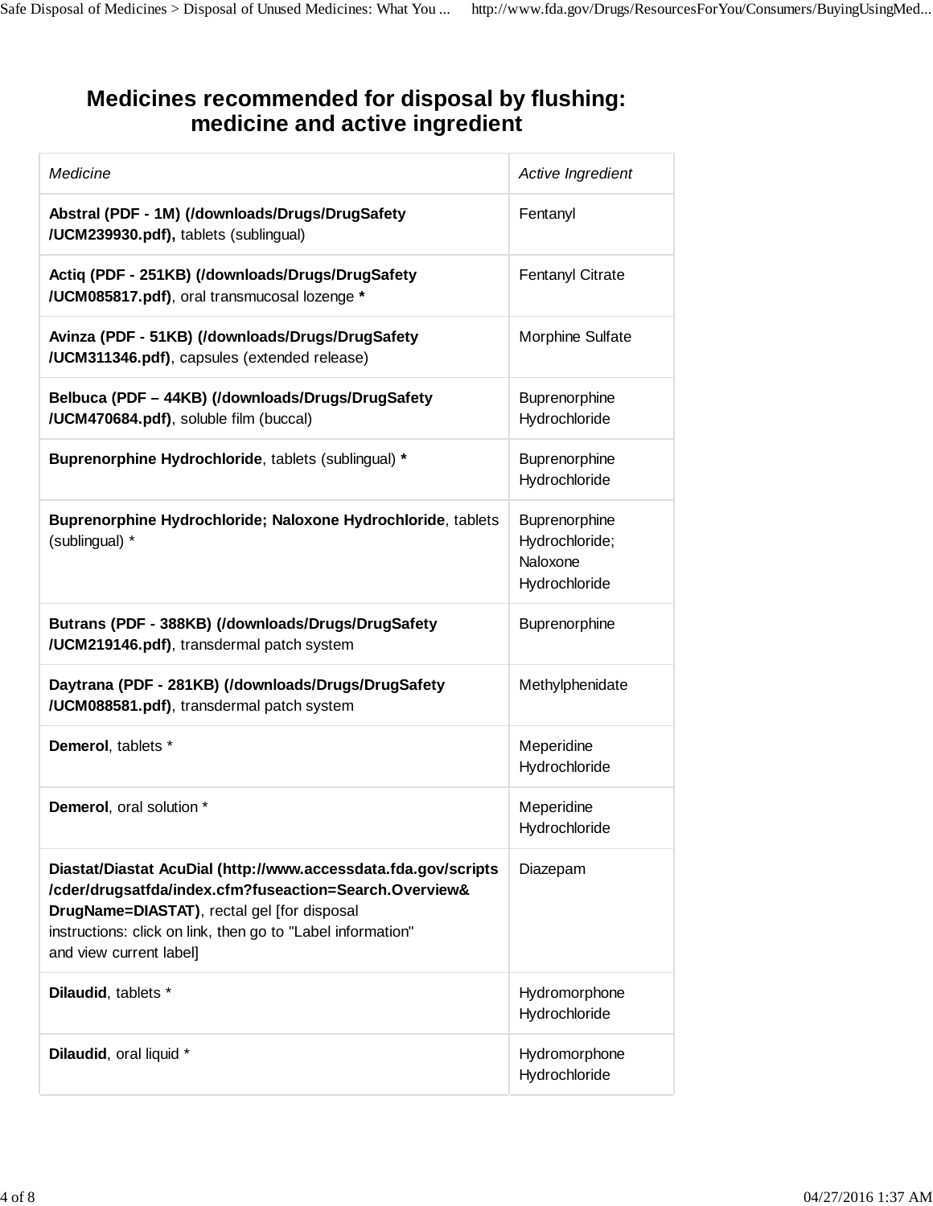# Medicines recommended for disposal by flushing: medicine and active ingredient

| *Medicine* | *Active Ingredient* |
|---|---|
| **Abstral (PDF - 1M) (/downloads/Drugs/DrugSafety/UCM239930.pdf),** tablets (sublingual) | Fentanyl |
| **Actiq (PDF - 251KB) (/downloads/Drugs/DrugSafety/UCM085817.pdf)**, oral transmucosal lozenge ***** | Fentanyl Citrate |
| **Avinza (PDF - 51KB) (/downloads/Drugs/DrugSafety/UCM311346.pdf)**, capsules (extended release) | Morphine Sulfate |
| **Belbuca (PDF – 44KB) (/downloads/Drugs/DrugSafety/UCM470684.pdf)**, soluble film (buccal) | Buprenorphine Hydrochloride |
| **Buprenorphine Hydrochloride**, tablets (sublingual) ***** | Buprenorphine Hydrochloride |
| **Buprenorphine Hydrochloride; Naloxone Hydrochloride**, tablets (sublingual) * | Buprenorphine Hydrochloride; Naloxone Hydrochloride |
| **Butrans (PDF - 388KB) (/downloads/Drugs/DrugSafety/UCM219146.pdf)**, transdermal patch system | Buprenorphine |
| **Daytrana (PDF - 281KB) (/downloads/Drugs/DrugSafety/UCM088581.pdf)**, transdermal patch system | Methylphenidate |
| **Demerol**, tablets * | Meperidine Hydrochloride |
| **Demerol**, oral solution * | Meperidine Hydrochloride |
| **Diastat/Diastat AcuDial (http://www.accessdata.fda.gov/scripts/cder/drugsatfda/index.cfm?fuseaction=Search.Overview&DrugName=DIASTAT)**, rectal gel [for disposal instructions: click on link, then go to "Label information" and view current label] | Diazepam |
| **Dilaudid**, tablets * | Hydromorphone Hydrochloride |
| **Dilaudid**, oral liquid * | Hydromorphone Hydrochloride |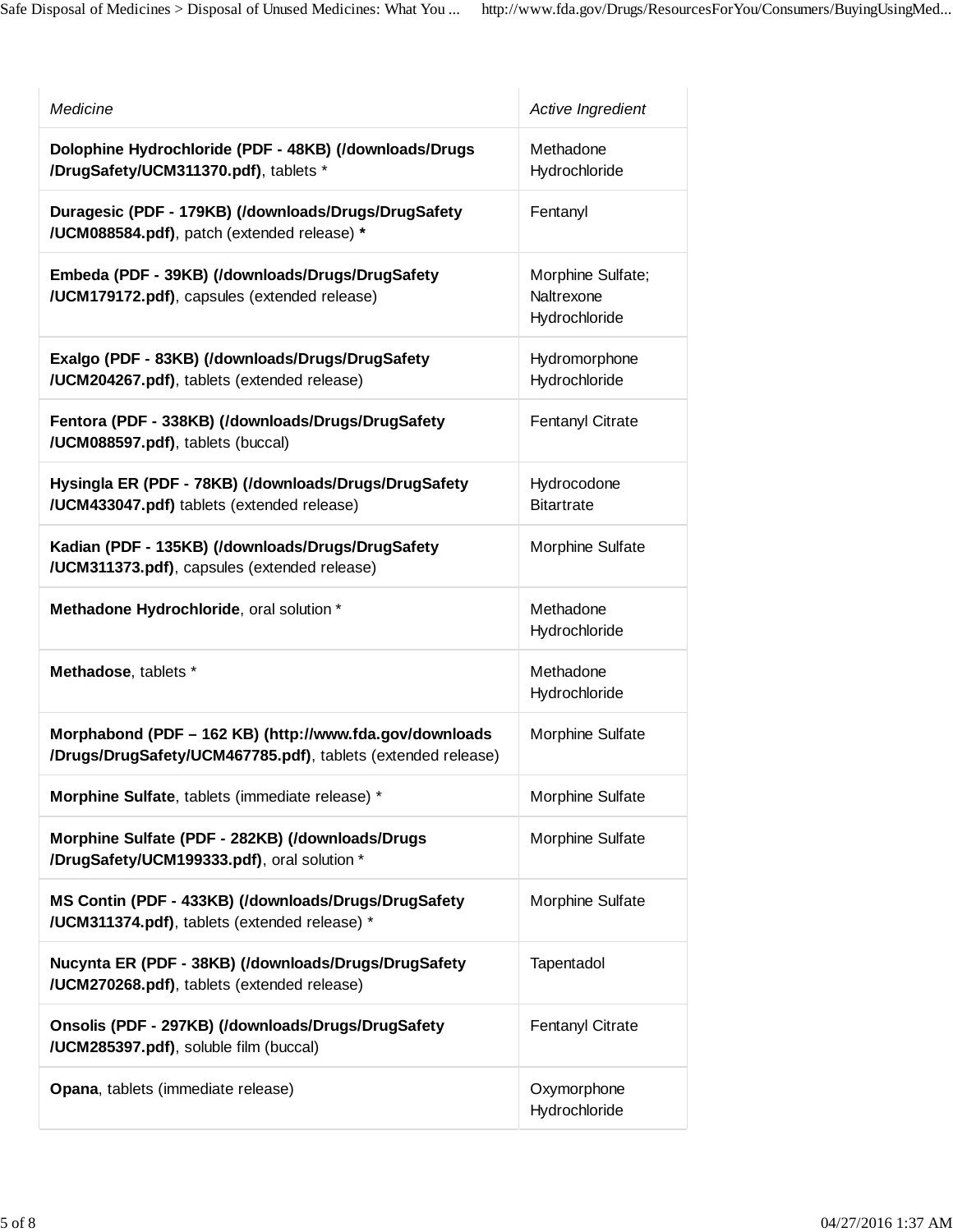| *Medicine* | *Active Ingredient* |
|---|---|
| **Dolophine Hydrochloride (PDF - 48KB) (/downloads/Drugs/DrugSafety/UCM311370.pdf)**, tablets * | Methadone Hydrochloride |
| **Duragesic (PDF - 179KB) (/downloads/Drugs/DrugSafety/UCM088584.pdf)**, patch (extended release) **\*** | Fentanyl |
| **Embeda (PDF - 39KB) (/downloads/Drugs/DrugSafety/UCM179172.pdf)**, capsules (extended release) | Morphine Sulfate; Naltrexone Hydrochloride |
| **Exalgo (PDF - 83KB) (/downloads/Drugs/DrugSafety/UCM204267.pdf)**, tablets (extended release) | Hydromorphone Hydrochloride |
| **Fentora (PDF - 338KB) (/downloads/Drugs/DrugSafety/UCM088597.pdf)**, tablets (buccal) | Fentanyl Citrate |
| **Hysingla ER (PDF - 78KB) (/downloads/Drugs/DrugSafety/UCM433047.pdf)** tablets (extended release) | Hydrocodone Bitartrate |
| **Kadian (PDF - 135KB) (/downloads/Drugs/DrugSafety/UCM311373.pdf)**, capsules (extended release) | Morphine Sulfate |
| **Methadone Hydrochloride**, oral solution * | Methadone Hydrochloride |
| **Methadose**, tablets * | Methadone Hydrochloride |
| **Morphabond (PDF – 162 KB) (http://www.fda.gov/downloads/Drugs/DrugSafety/UCM467785.pdf)**, tablets (extended release) | Morphine Sulfate |
| **Morphine Sulfate**, tablets (immediate release) * | Morphine Sulfate |
| **Morphine Sulfate (PDF - 282KB) (/downloads/Drugs/DrugSafety/UCM199333.pdf)**, oral solution * | Morphine Sulfate |
| **MS Contin (PDF - 433KB) (/downloads/Drugs/DrugSafety/UCM311374.pdf)**, tablets (extended release) * | Morphine Sulfate |
| **Nucynta ER (PDF - 38KB) (/downloads/Drugs/DrugSafety/UCM270268.pdf)**, tablets (extended release) | Tapentadol |
| **Onsolis (PDF - 297KB) (/downloads/Drugs/DrugSafety/UCM285397.pdf)**, soluble film (buccal) | Fentanyl Citrate |
| **Opana**, tablets (immediate release) | Oxymorphone Hydrochloride |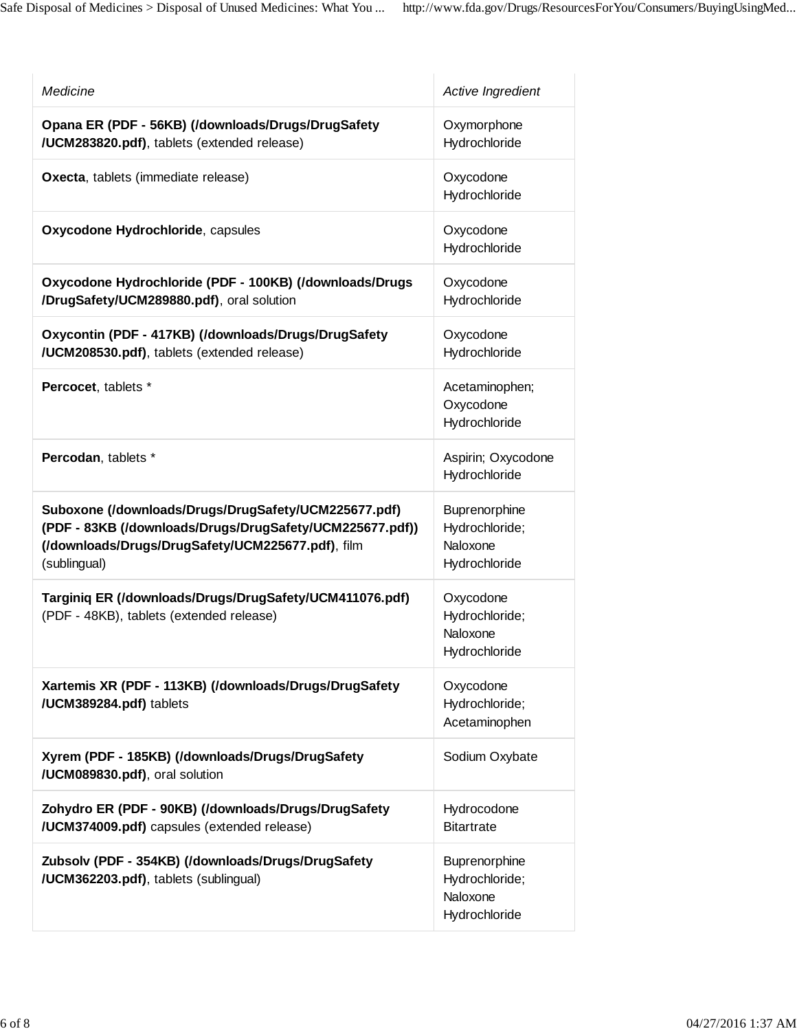| *Medicine* | *Active Ingredient* |
|---|---|
| **Opana ER (PDF - 56KB) (/downloads/Drugs/DrugSafety /UCM283820.pdf)**, tablets (extended release) | Oxymorphone Hydrochloride |
| **Oxecta**, tablets (immediate release) | Oxycodone Hydrochloride |
| **Oxycodone Hydrochloride**, capsules | Oxycodone Hydrochloride |
| **Oxycodone Hydrochloride (PDF - 100KB) (/downloads/Drugs /DrugSafety/UCM289880.pdf)**, oral solution | Oxycodone Hydrochloride |
| **Oxycontin (PDF - 417KB) (/downloads/Drugs/DrugSafety /UCM208530.pdf)**, tablets (extended release) | Oxycodone Hydrochloride |
| **Percocet**, tablets * | Acetaminophen; Oxycodone Hydrochloride |
| **Percodan**, tablets * | Aspirin; Oxycodone Hydrochloride |
| **Suboxone (/downloads/Drugs/DrugSafety/UCM225677.pdf) (PDF - 83KB (/downloads/Drugs/DrugSafety/UCM225677.pdf)) (/downloads/Drugs/DrugSafety/UCM225677.pdf)**, film (sublingual) | Buprenorphine Hydrochloride; Naloxone Hydrochloride |
| **Targiniq ER (/downloads/Drugs/DrugSafety/UCM411076.pdf)** (PDF - 48KB), tablets (extended release) | Oxycodone Hydrochloride; Naloxone Hydrochloride |
| **Xartemis XR (PDF - 113KB) (/downloads/Drugs/DrugSafety /UCM389284.pdf)** tablets | Oxycodone Hydrochloride; Acetaminophen |
| **Xyrem (PDF - 185KB) (/downloads/Drugs/DrugSafety /UCM089830.pdf)**, oral solution | Sodium Oxybate |
| **Zohydro ER (PDF - 90KB) (/downloads/Drugs/DrugSafety /UCM374009.pdf)** capsules (extended release) | Hydrocodone Bitartrate |
| **Zubsolv (PDF - 354KB) (/downloads/Drugs/DrugSafety /UCM362203.pdf)**, tablets (sublingual) | Buprenorphine Hydrochloride; Naloxone Hydrochloride |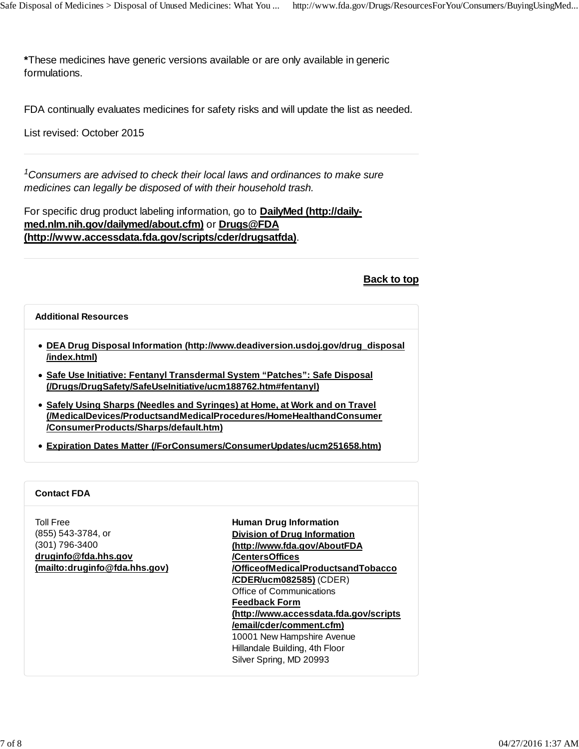**\***These medicines have generic versions available or are only available in generic formulations.

FDA continually evaluates medicines for safety risks and will update the list as needed.

List revised: October 2015

---

*[1]Consumers are advised to check their local laws and ordinances to make sure medicines can legally be disposed of with their household trash.*

For specific drug product labeling information, go to **DailyMed (http://dailymed.nlm.nih.gov/dailymed/about.cfm)** or **Drugs@FDA (http://www.accessdata.fda.gov/scripts/cder/drugsatfda)**.

---

**Back to top**

### Additional Resources

- **DEA Drug Disposal Information (http://www.deadiversion.usdoj.gov/drug_disposal/index.html)**
- **Safe Use Initiative: Fentanyl Transdermal System "Patches": Safe Disposal (/Drugs/DrugSafety/SafeUseInitiative/ucm188762.htm#fentanyl)**
- **Safely Using Sharps (Needles and Syringes) at Home, at Work and on Travel (/MedicalDevices/ProductsandMedicalProcedures/HomeHealthandConsumer/ConsumerProducts/Sharps/default.htm)**
- **Expiration Dates Matter (/ForConsumers/ConsumerUpdates/ucm251658.htm)**

### Contact FDA

Toll Free
(855) 543-3784, or
(301) 796-3400
**druginfo@fda.hhs.gov (mailto:druginfo@fda.hhs.gov)**

**Human Drug Information**
**Division of Drug Information (http://www.fda.gov/AboutFDA/CentersOffices/OfficeofMedicalProductsandTobacco/CDER/ucm082585)** (CDER)
Office of Communications
**Feedback Form (http://www.accessdata.fda.gov/scripts/email/cder/comment.cfm)**
10001 New Hampshire Avenue
Hillandale Building, 4th Floor
Silver Spring, MD 20993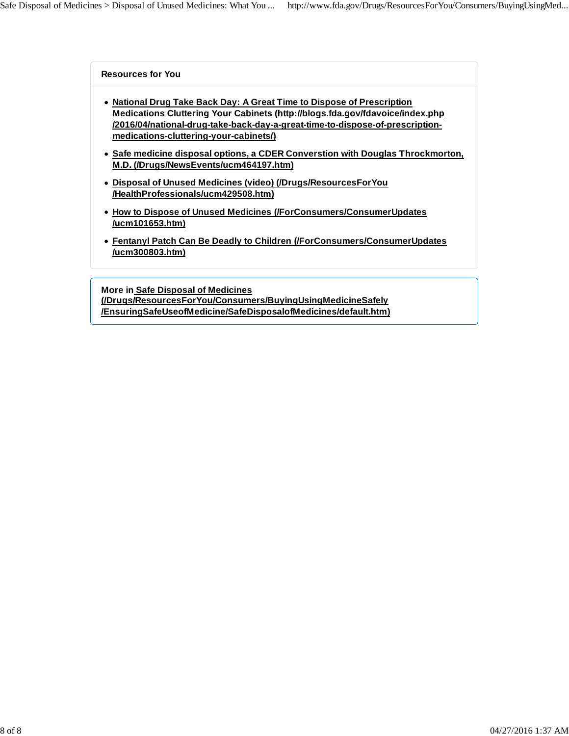**Resources for You**

- **National Drug Take Back Day: A Great Time to Dispose of Prescription Medications Cluttering Your Cabinets (http://blogs.fda.gov/fdavoice/index.php/2016/04/national-drug-take-back-day-a-great-time-to-dispose-of-prescription-medications-cluttering-your-cabinets/)**
- **Safe medicine disposal options, a CDER Converstion with Douglas Throckmorton, M.D. (/Drugs/NewsEvents/ucm464197.htm)**
- **Disposal of Unused Medicines (video) (/Drugs/ResourcesForYou/HealthProfessionals/ucm429508.htm)**
- **How to Dispose of Unused Medicines (/ForConsumers/ConsumerUpdates/ucm101653.htm)**
- **Fentanyl Patch Can Be Deadly to Children (/ForConsumers/ConsumerUpdates/ucm300803.htm)**

**More in Safe Disposal of Medicines (/Drugs/ResourcesForYou/Consumers/BuyingUsingMedicineSafely/EnsuringSafeUseofMedicine/SafeDisposalofMedicines/default.htm)**